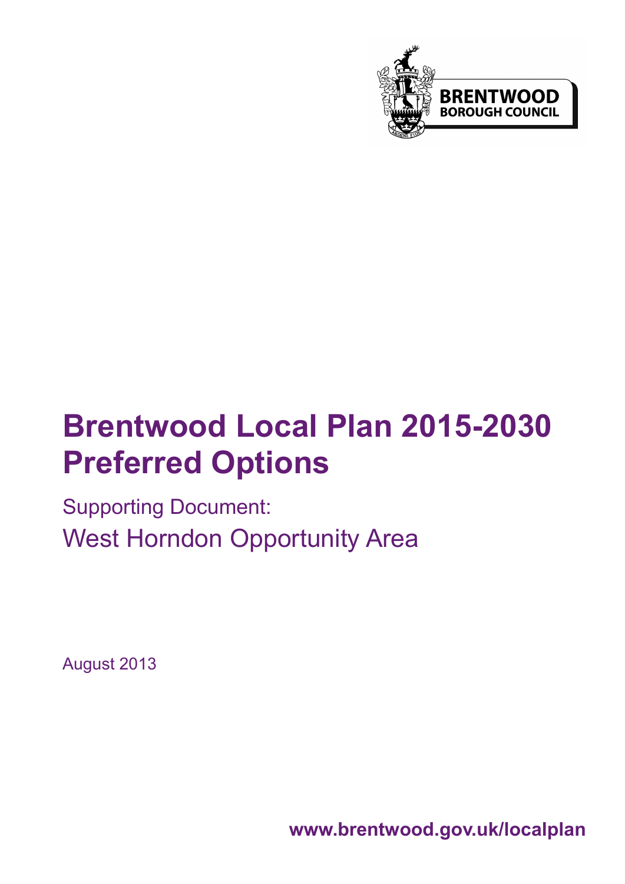BRENTWOOD BOROUGH COUNCIL

# Brentwood Local Plan 2015-2030 Preferred Options

## Supporting Document: West Horndon Opportunity Area

August 2013

**www.brentwood.gov.uk/localplan**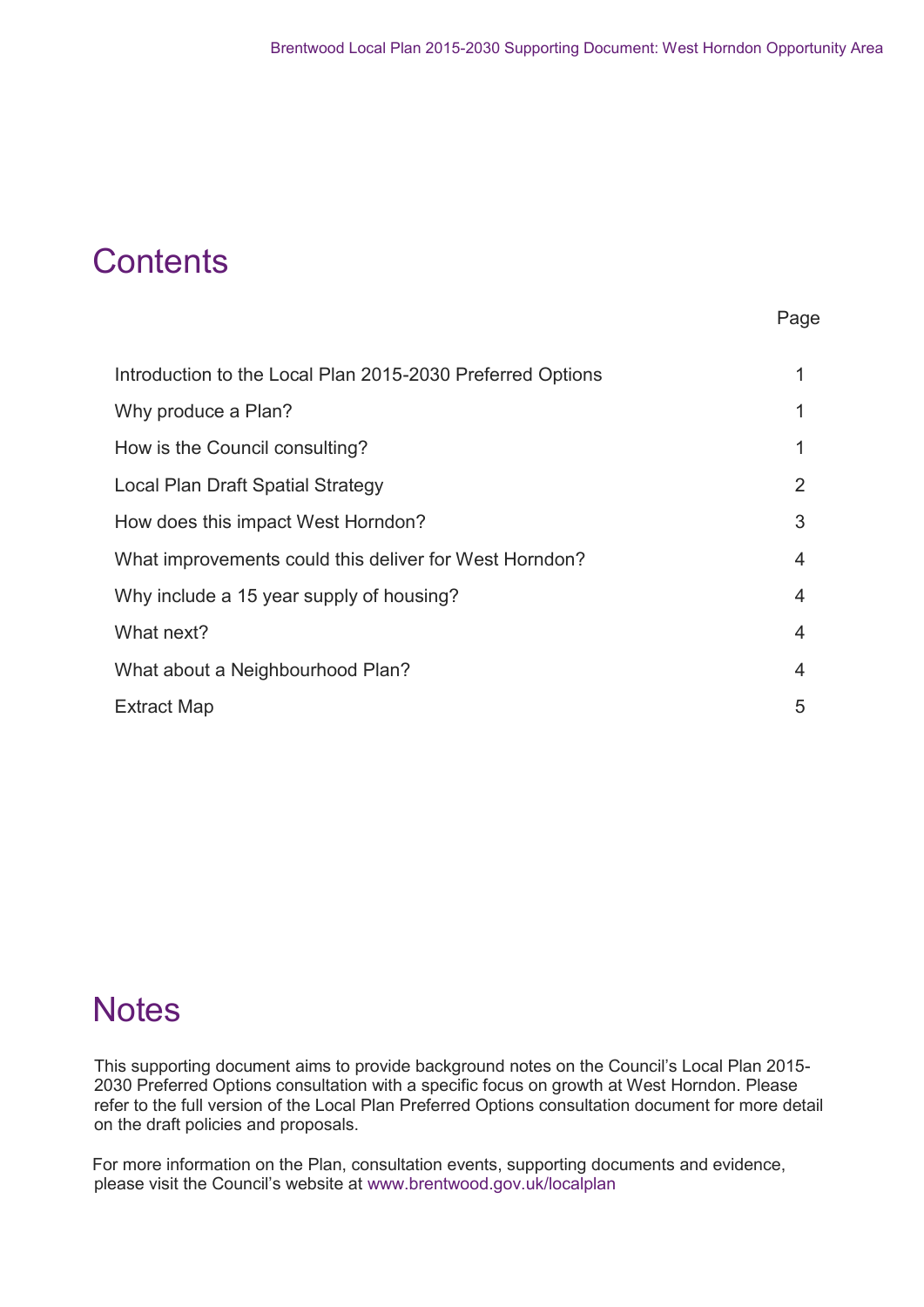# Contents

| | Page |
|---|---|
| Introduction to the Local Plan 2015-2030 Preferred Options | 1 |
| Why produce a Plan? | 1 |
| How is the Council consulting? | 1 |
| Local Plan Draft Spatial Strategy | 2 |
| How does this impact West Horndon? | 3 |
| What improvements could this deliver for West Horndon? | 4 |
| Why include a 15 year supply of housing? | 4 |
| What next? | 4 |
| What about a Neighbourhood Plan? | 4 |
| Extract Map | 5 |

# Notes

This supporting document aims to provide background notes on the Council's Local Plan 2015-2030 Preferred Options consultation with a specific focus on growth at West Horndon. Please refer to the full version of the Local Plan Preferred Options consultation document for more detail on the draft policies and proposals.

For more information on the Plan, consultation events, supporting documents and evidence, please visit the Council's website at www.brentwood.gov.uk/localplan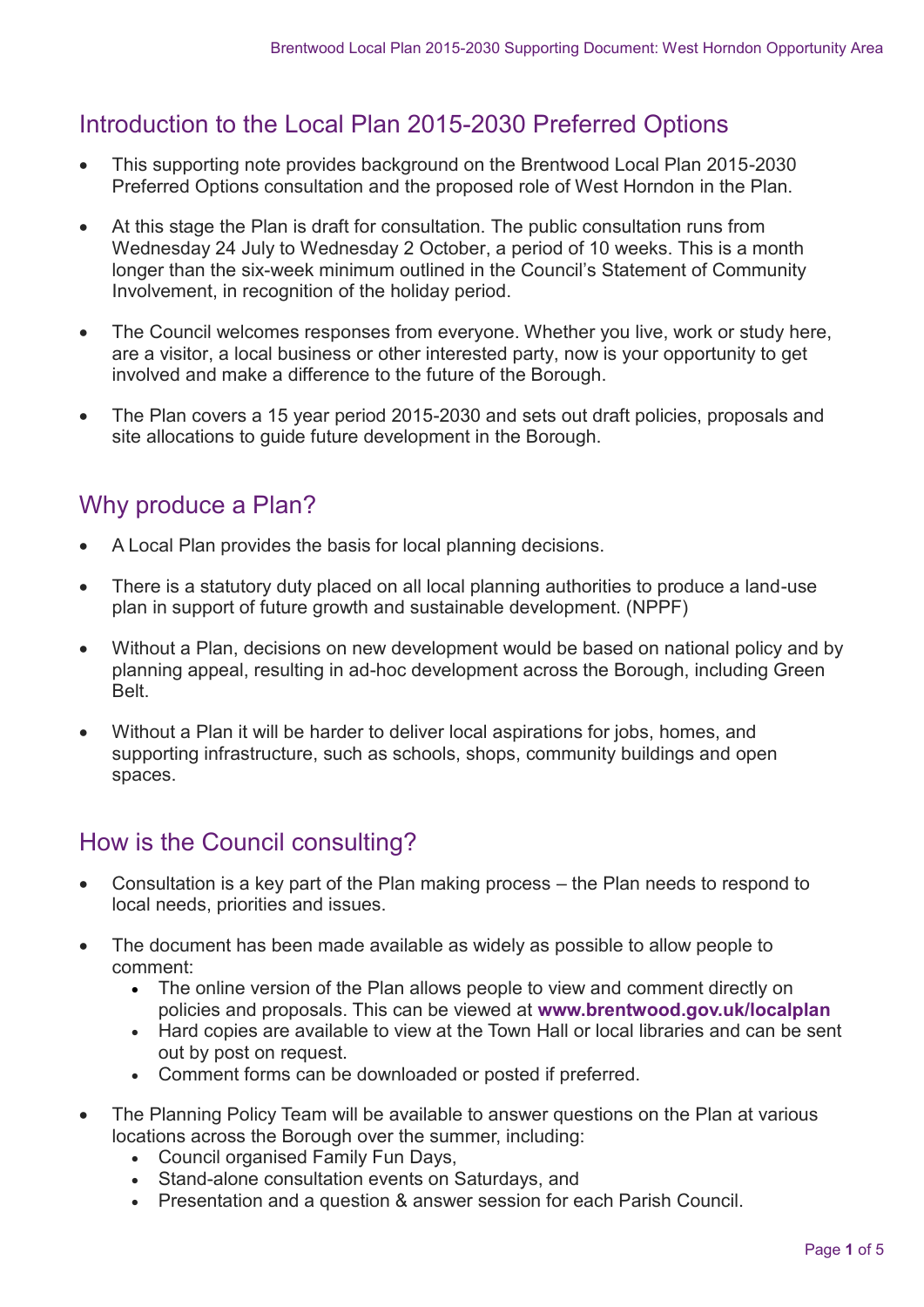## Introduction to the Local Plan 2015-2030 Preferred Options

- This supporting note provides background on the Brentwood Local Plan 2015-2030 Preferred Options consultation and the proposed role of West Horndon in the Plan.
- At this stage the Plan is draft for consultation. The public consultation runs from Wednesday 24 July to Wednesday 2 October, a period of 10 weeks. This is a month longer than the six-week minimum outlined in the Council's Statement of Community Involvement, in recognition of the holiday period.
- The Council welcomes responses from everyone. Whether you live, work or study here, are a visitor, a local business or other interested party, now is your opportunity to get involved and make a difference to the future of the Borough.
- The Plan covers a 15 year period 2015-2030 and sets out draft policies, proposals and site allocations to guide future development in the Borough.

## Why produce a Plan?

- A Local Plan provides the basis for local planning decisions.
- There is a statutory duty placed on all local planning authorities to produce a land-use plan in support of future growth and sustainable development. (NPPF)
- Without a Plan, decisions on new development would be based on national policy and by planning appeal, resulting in ad-hoc development across the Borough, including Green Belt.
- Without a Plan it will be harder to deliver local aspirations for jobs, homes, and supporting infrastructure, such as schools, shops, community buildings and open spaces.

## How is the Council consulting?

- Consultation is a key part of the Plan making process – the Plan needs to respond to local needs, priorities and issues.
- The document has been made available as widely as possible to allow people to comment:
    - The online version of the Plan allows people to view and comment directly on policies and proposals. This can be viewed at **www.brentwood.gov.uk/localplan**
    - Hard copies are available to view at the Town Hall or local libraries and can be sent out by post on request.
    - Comment forms can be downloaded or posted if preferred.
- The Planning Policy Team will be available to answer questions on the Plan at various locations across the Borough over the summer, including:
    - Council organised Family Fun Days,
    - Stand-alone consultation events on Saturdays, and
    - Presentation and a question & answer session for each Parish Council.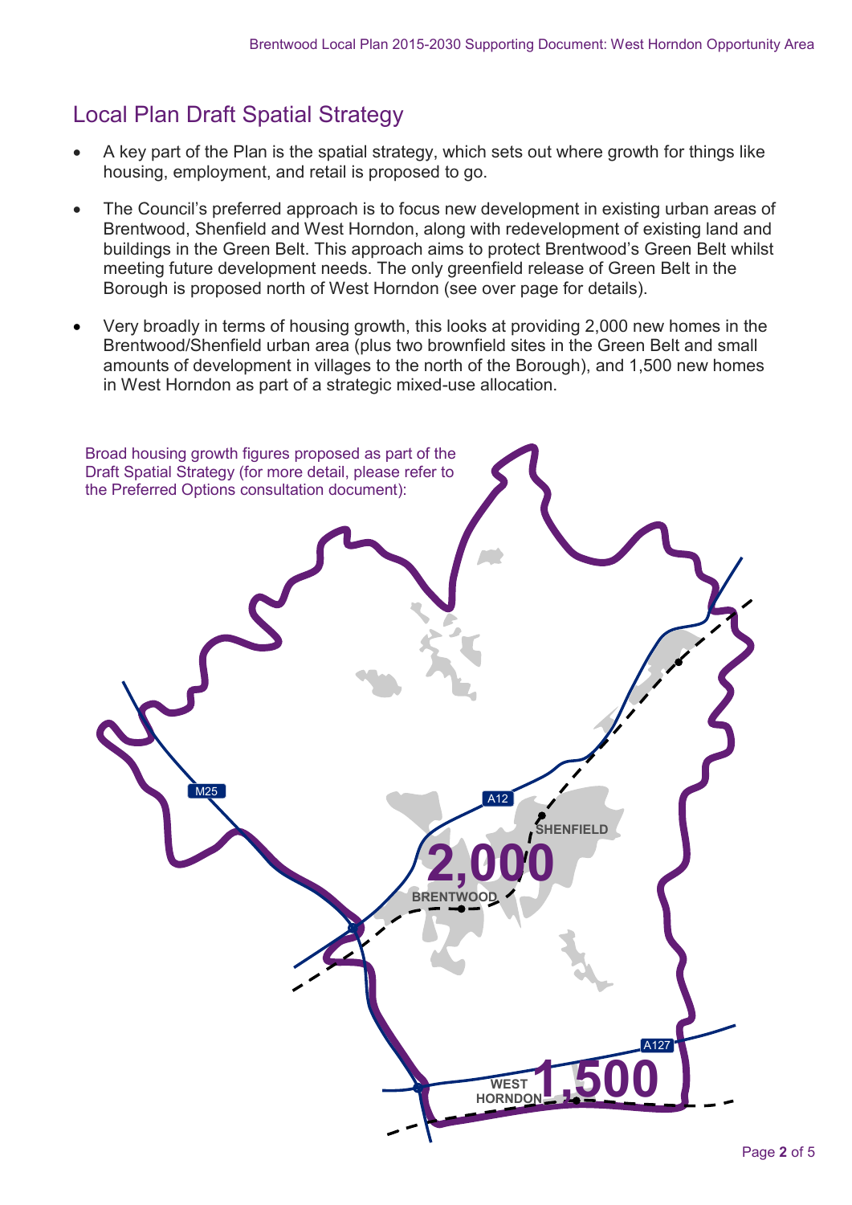## Local Plan Draft Spatial Strategy

- A key part of the Plan is the spatial strategy, which sets out where growth for things like housing, employment, and retail is proposed to go.
- The Council's preferred approach is to focus new development in existing urban areas of Brentwood, Shenfield and West Horndon, along with redevelopment of existing land and buildings in the Green Belt. This approach aims to protect Brentwood's Green Belt whilst meeting future development needs. The only greenfield release of Green Belt in the Borough is proposed north of West Horndon (see over page for details).
- Very broadly in terms of housing growth, this looks at providing 2,000 new homes in the Brentwood/Shenfield urban area (plus two brownfield sites in the Green Belt and small amounts of development in villages to the north of the Borough), and 1,500 new homes in West Horndon as part of a strategic mixed-use allocation.

Broad housing growth figures proposed as part of the Draft Spatial Strategy (for more detail, please refer to the Preferred Options consultation document):

M25
A12
SHENFIELD
2,000
BRENTWOOD
A127
WEST HORNDON
1,500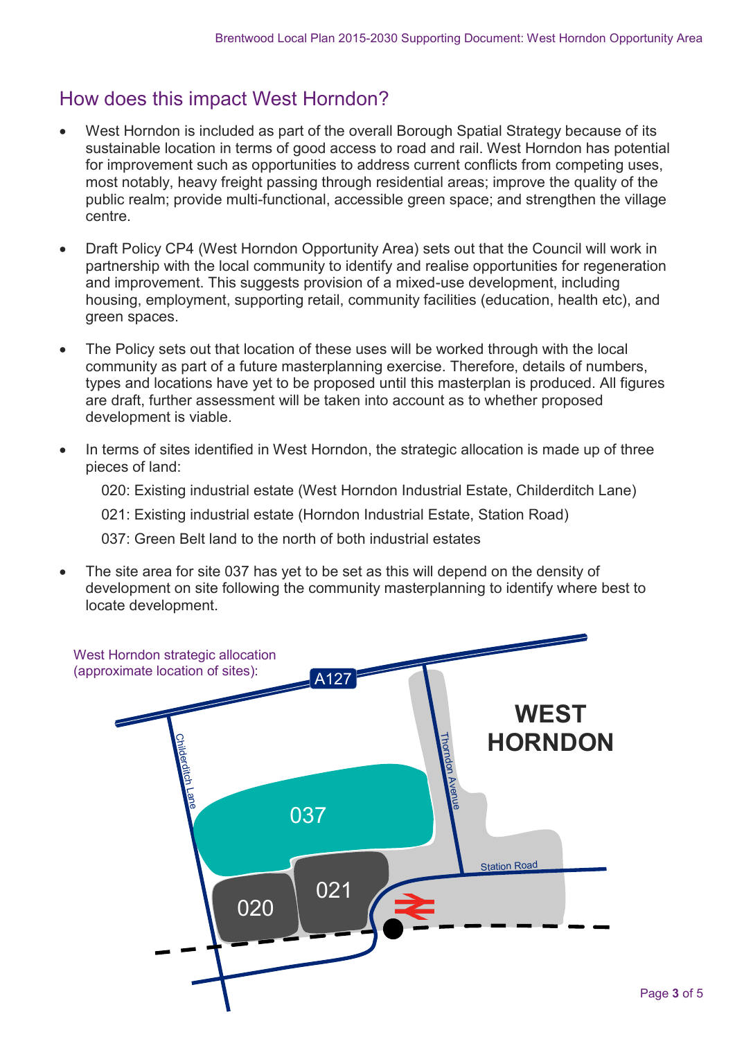## How does this impact West Horndon?

- West Horndon is included as part of the overall Borough Spatial Strategy because of its sustainable location in terms of good access to road and rail. West Horndon has potential for improvement such as opportunities to address current conflicts from competing uses, most notably, heavy freight passing through residential areas; improve the quality of the public realm; provide multi-functional, accessible green space; and strengthen the village centre.

- Draft Policy CP4 (West Horndon Opportunity Area) sets out that the Council will work in partnership with the local community to identify and realise opportunities for regeneration and improvement. This suggests provision of a mixed-use development, including housing, employment, supporting retail, community facilities (education, health etc), and green spaces.

- The Policy sets out that location of these uses will be worked through with the local community as part of a future masterplanning exercise. Therefore, details of numbers, types and locations have yet to be proposed until this masterplan is produced. All figures are draft, further assessment will be taken into account as to whether proposed development is viable.

- In terms of sites identified in West Horndon, the strategic allocation is made up of three pieces of land:

  020: Existing industrial estate (West Horndon Industrial Estate, Childerditch Lane)

  021: Existing industrial estate (Horndon Industrial Estate, Station Road)

  037: Green Belt land to the north of both industrial estates

- The site area for site 037 has yet to be set as this will depend on the density of development on site following the community masterplanning to identify where best to locate development.

West Horndon strategic allocation (approximate location of sites):

A127 | Childerditch Lane | Thorndon Avenue | Station Road | WEST HORNDON | 037 | 020 | 021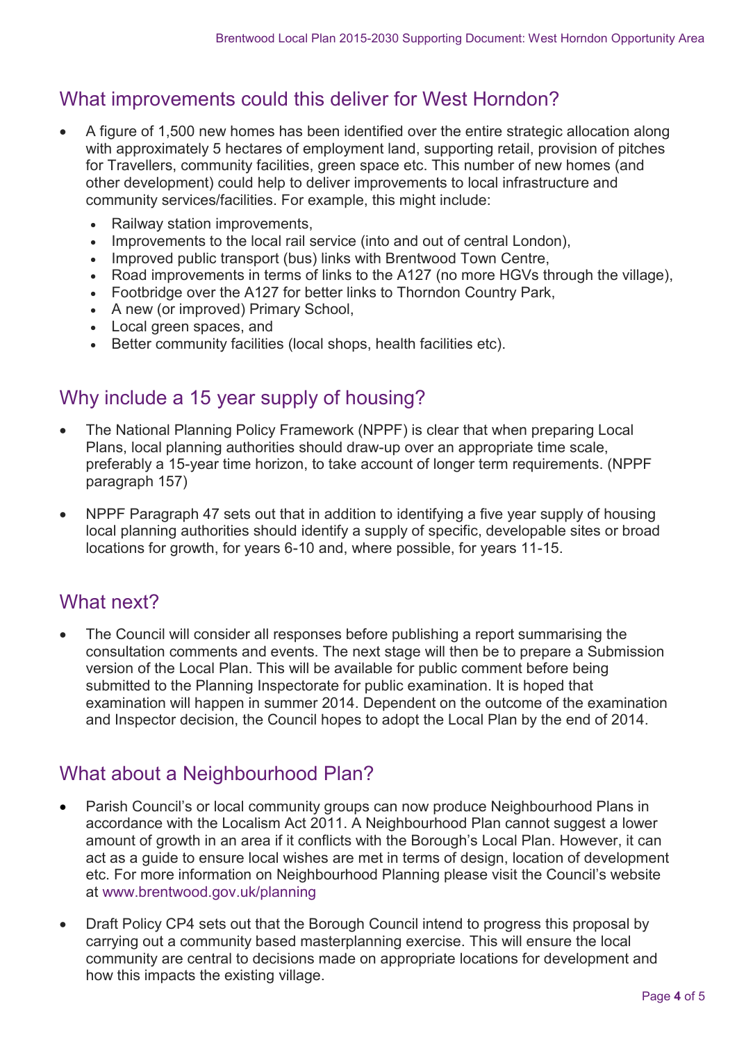## What improvements could this deliver for West Horndon?

- A figure of 1,500 new homes has been identified over the entire strategic allocation along with approximately 5 hectares of employment land, supporting retail, provision of pitches for Travellers, community facilities, green space etc. This number of new homes (and other development) could help to deliver improvements to local infrastructure and community services/facilities. For example, this might include:
  - Railway station improvements,
  - Improvements to the local rail service (into and out of central London),
  - Improved public transport (bus) links with Brentwood Town Centre,
  - Road improvements in terms of links to the A127 (no more HGVs through the village),
  - Footbridge over the A127 for better links to Thorndon Country Park,
  - A new (or improved) Primary School,
  - Local green spaces, and
  - Better community facilities (local shops, health facilities etc).

## Why include a 15 year supply of housing?

- The National Planning Policy Framework (NPPF) is clear that when preparing Local Plans, local planning authorities should draw-up over an appropriate time scale, preferably a 15-year time horizon, to take account of longer term requirements. (NPPF paragraph 157)
- NPPF Paragraph 47 sets out that in addition to identifying a five year supply of housing local planning authorities should identify a supply of specific, developable sites or broad locations for growth, for years 6-10 and, where possible, for years 11-15.

## What next?

- The Council will consider all responses before publishing a report summarising the consultation comments and events. The next stage will then be to prepare a Submission version of the Local Plan. This will be available for public comment before being submitted to the Planning Inspectorate for public examination. It is hoped that examination will happen in summer 2014. Dependent on the outcome of the examination and Inspector decision, the Council hopes to adopt the Local Plan by the end of 2014.

## What about a Neighbourhood Plan?

- Parish Council's or local community groups can now produce Neighbourhood Plans in accordance with the Localism Act 2011. A Neighbourhood Plan cannot suggest a lower amount of growth in an area if it conflicts with the Borough's Local Plan. However, it can act as a guide to ensure local wishes are met in terms of design, location of development etc. For more information on Neighbourhood Planning please visit the Council's website at www.brentwood.gov.uk/planning
- Draft Policy CP4 sets out that the Borough Council intend to progress this proposal by carrying out a community based masterplanning exercise. This will ensure the local community are central to decisions made on appropriate locations for development and how this impacts the existing village.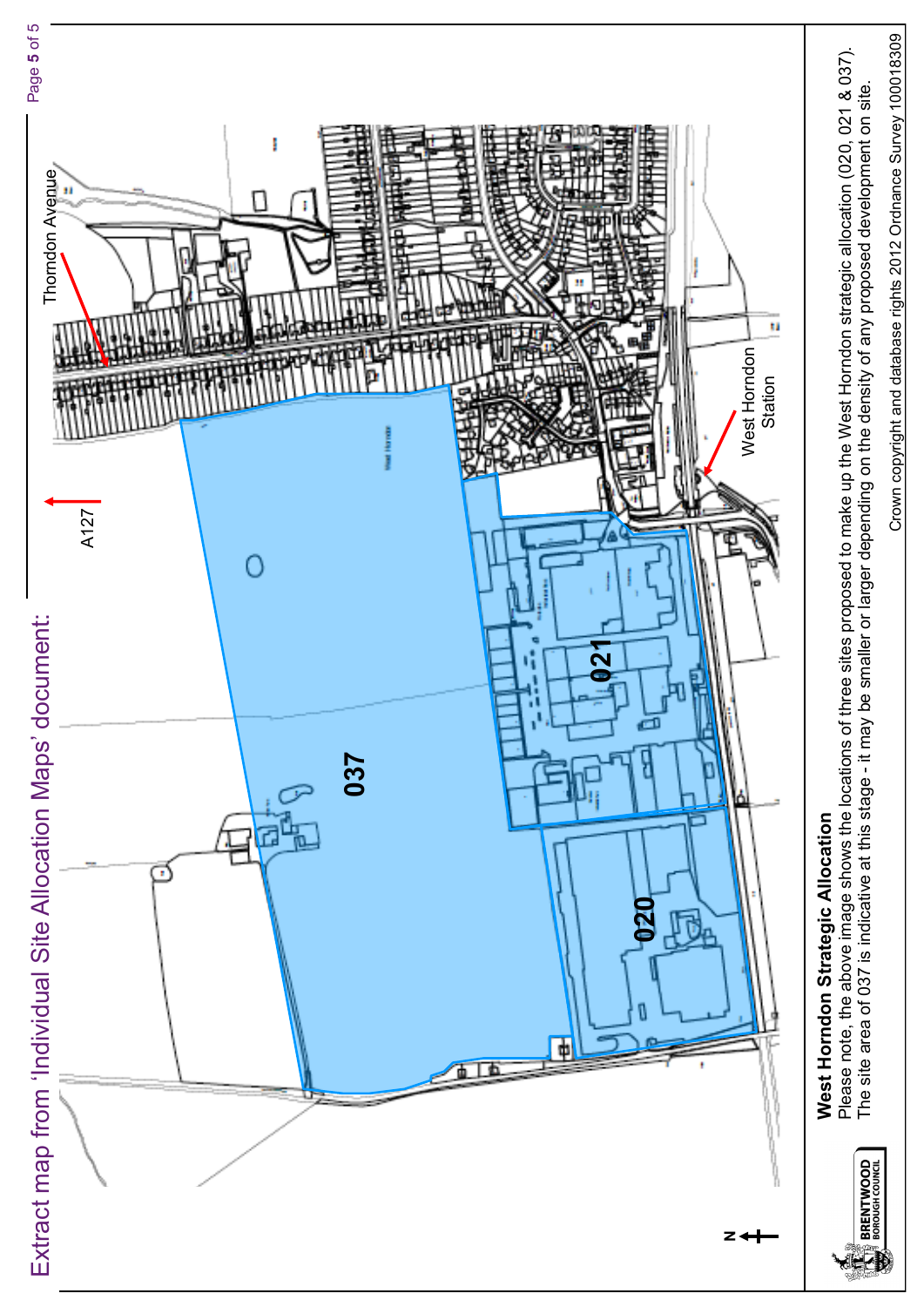# Extract map from 'Individual Site Allocation Maps' document:

Thorndon Avenue

A127

West Horndon Station

037

021

020

**West Horndon Strategic Allocation**

Please note, the above image shows the locations of three sites proposed to make up the West Horndon strategic allocation (020, 021 & 037). The site area of 037 is indicative at this stage - it may be smaller or larger depending on the density of any proposed development on site.

Crown copyright and database rights 2012 Ordnance Survey 100018309

BRENTWOOD BOROUGH COUNCIL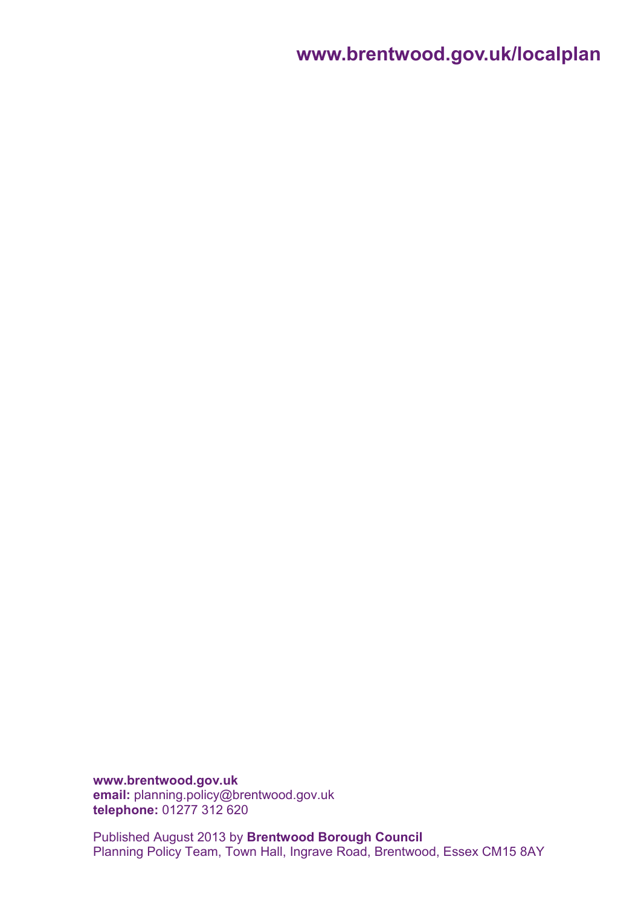**www.brentwood.gov.uk/localplan**

**www.brentwood.gov.uk**
**email:** planning.policy@brentwood.gov.uk
**telephone:** 01277 312 620

Published August 2013 by **Brentwood Borough Council**
Planning Policy Team, Town Hall, Ingrave Road, Brentwood, Essex CM15 8AY